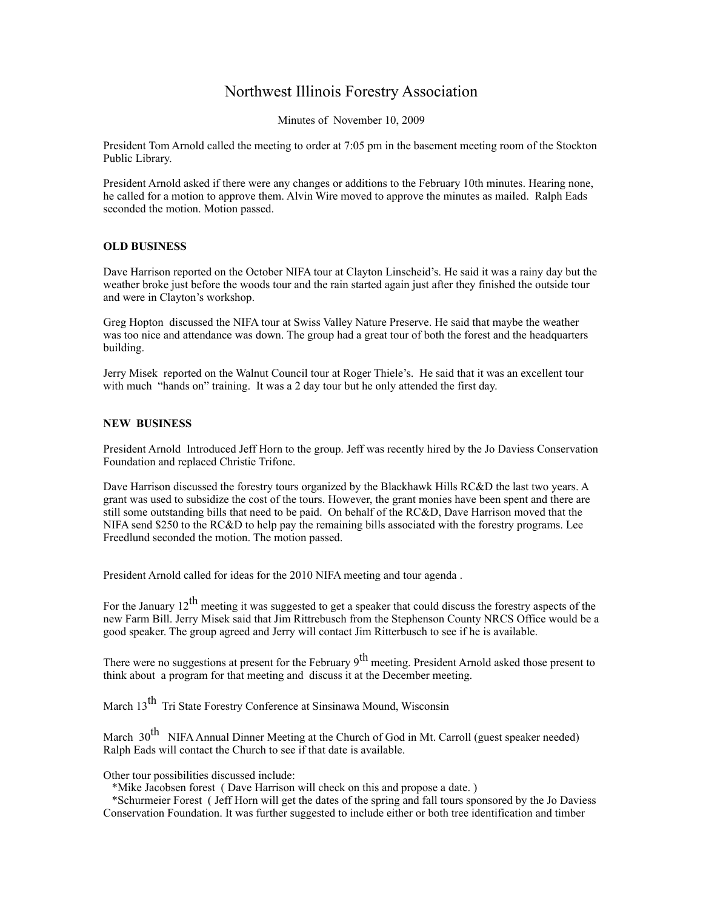# Northwest Illinois Forestry Association

Minutes of November 10, 2009

President Tom Arnold called the meeting to order at 7:05 pm in the basement meeting room of the Stockton Public Library.

President Arnold asked if there were any changes or additions to the February 10th minutes. Hearing none, he called for a motion to approve them. Alvin Wire moved to approve the minutes as mailed. Ralph Eads seconded the motion. Motion passed.

**OLD BUSINESS**

Dave Harrison reported on the October NIFA tour at Clayton Linscheid's. He said it was a rainy day but the weather broke just before the woods tour and the rain started again just after they finished the outside tour and were in Clayton's workshop.

Greg Hopton discussed the NIFA tour at Swiss Valley Nature Preserve. He said that maybe the weather was too nice and attendance was down. The group had a great tour of both the forest and the headquarters building.

Jerry Misek reported on the Walnut Council tour at Roger Thiele's. He said that it was an excellent tour with much "hands on" training. It was a 2 day tour but he only attended the first day.

**NEW BUSINESS**

President Arnold Introduced Jeff Horn to the group. Jeff was recently hired by the Jo Daviess Conservation Foundation and replaced Christie Trifone.

Dave Harrison discussed the forestry tours organized by the Blackhawk Hills RC&D the last two years. A grant was used to subsidize the cost of the tours. However, the grant monies have been spent and there are still some outstanding bills that need to be paid. On behalf of the RC&D, Dave Harrison moved that the NIFA send $250 to the RC&D to help pay the remaining bills associated with the forestry programs. Lee Freedlund seconded the motion. The motion passed.

President Arnold called for ideas for the 2010 NIFA meeting and tour agenda .

For the January 12th meeting it was suggested to get a speaker that could discuss the forestry aspects of the new Farm Bill. Jerry Misek said that Jim Rittrebusch from the Stephenson County NRCS Office would be a good speaker. The group agreed and Jerry will contact Jim Ritterbusch to see if he is available.

There were no suggestions at present for the February 9th meeting. President Arnold asked those present to think about a program for that meeting and discuss it at the December meeting.

March 13th Tri State Forestry Conference at Sinsinawa Mound, Wisconsin

March 30th NIFA Annual Dinner Meeting at the Church of God in Mt. Carroll (guest speaker needed) Ralph Eads will contact the Church to see if that date is available.

Other tour possibilities discussed include:

*Mike Jacobsen forest ( Dave Harrison will check on this and propose a date. )

*Schurmeier Forest ( Jeff Horn will get the dates of the spring and fall tours sponsored by the Jo Daviess Conservation Foundation. It was further suggested to include either or both tree identification and timber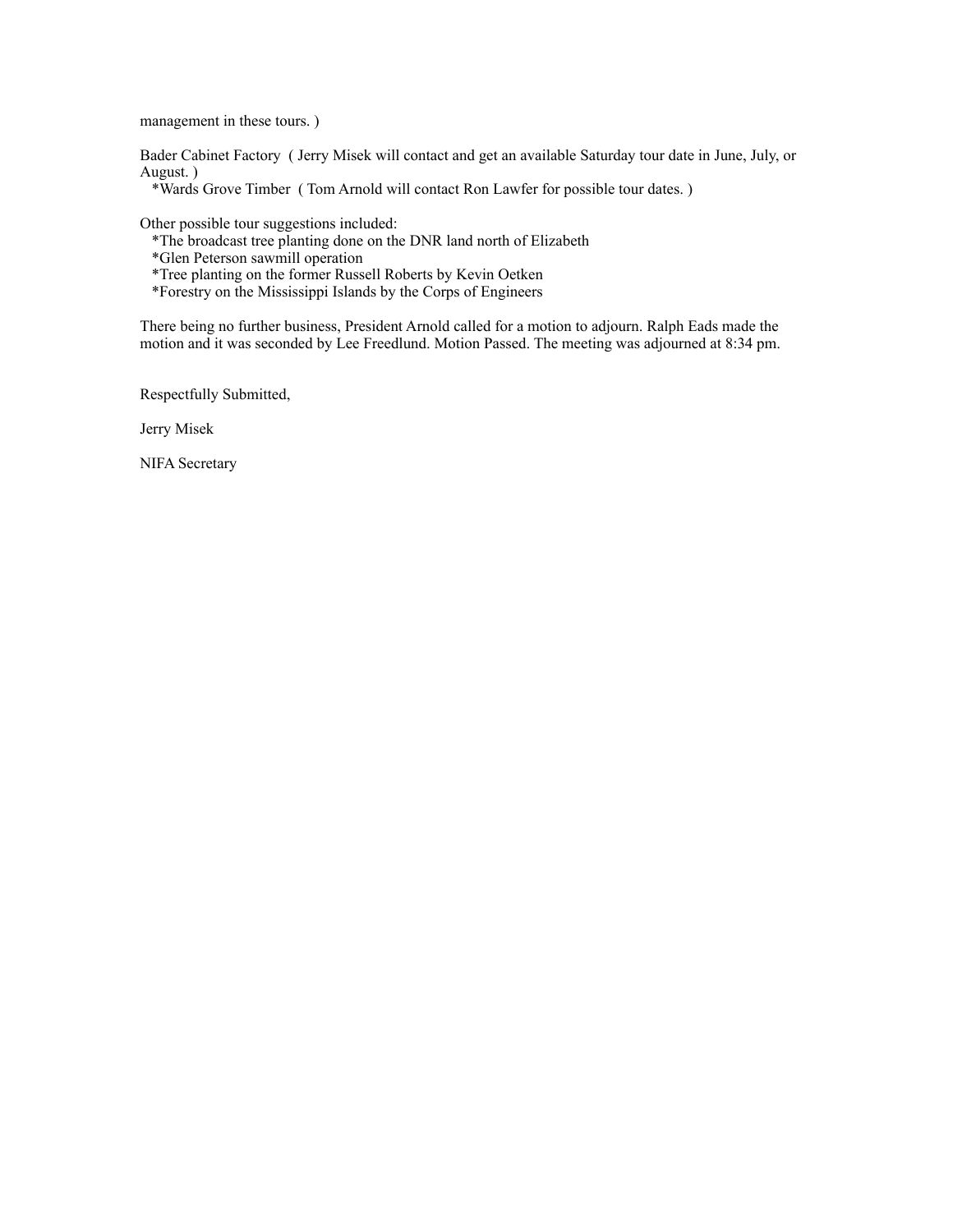management in these tours. )

Bader Cabinet Factory ( Jerry Misek will contact and get an available Saturday tour date in June, July, or August. )
   *Wards Grove Timber ( Tom Arnold will contact Ron Lawfer for possible tour dates. )

Other possible tour suggestions included:
   *The broadcast tree planting done on the DNR land north of Elizabeth
   *Glen Peterson sawmill operation
   *Tree planting on the former Russell Roberts by Kevin Oetken
   *Forestry on the Mississippi Islands by the Corps of Engineers

There being no further business, President Arnold called for a motion to adjourn. Ralph Eads made the motion and it was seconded by Lee Freedlund. Motion Passed. The meeting was adjourned at 8:34 pm.

Respectfully Submitted,

Jerry Misek

NIFA Secretary